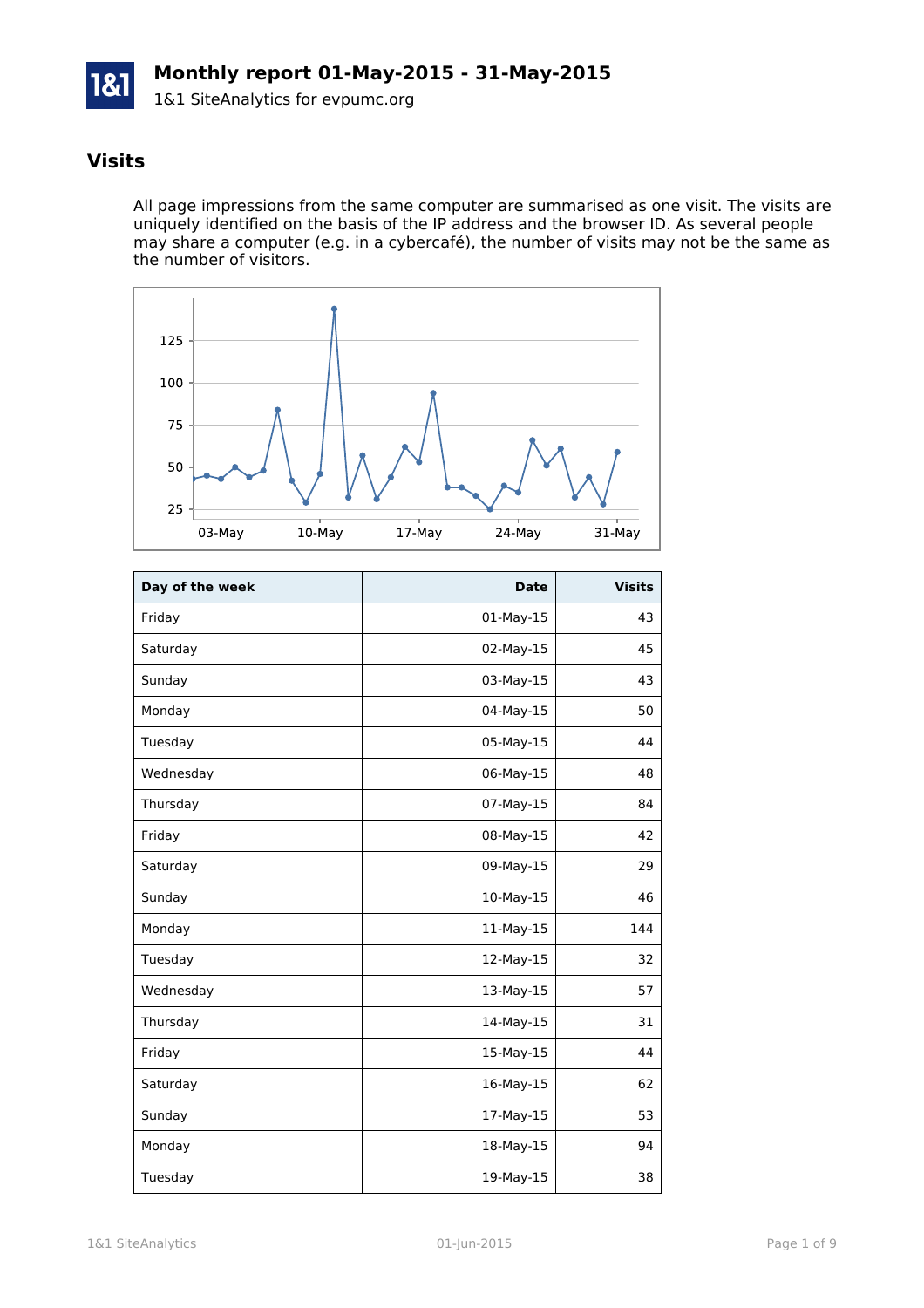# Monthly report 01-May-2015 - 31-May-2015

1&1 SiteAnalytics for evpumc.org

## Visits

All page impressions from the same computer are summarised as one visit. The visits are uniquely identified on the basis of the IP address and the browser ID. As several people may share a computer (e.g. in a cybercafé), the number of visits may not be the same as the number of visitors.

| Day of the week | Date | Visits |
|---|---:|---:|
| Friday | 01-May-15 | 43 |
| Saturday | 02-May-15 | 45 |
| Sunday | 03-May-15 | 43 |
| Monday | 04-May-15 | 50 |
| Tuesday | 05-May-15 | 44 |
| Wednesday | 06-May-15 | 48 |
| Thursday | 07-May-15 | 84 |
| Friday | 08-May-15 | 42 |
| Saturday | 09-May-15 | 29 |
| Sunday | 10-May-15 | 46 |
| Monday | 11-May-15 | 144 |
| Tuesday | 12-May-15 | 32 |
| Wednesday | 13-May-15 | 57 |
| Thursday | 14-May-15 | 31 |
| Friday | 15-May-15 | 44 |
| Saturday | 16-May-15 | 62 |
| Sunday | 17-May-15 | 53 |
| Monday | 18-May-15 | 94 |
| Tuesday | 19-May-15 | 38 |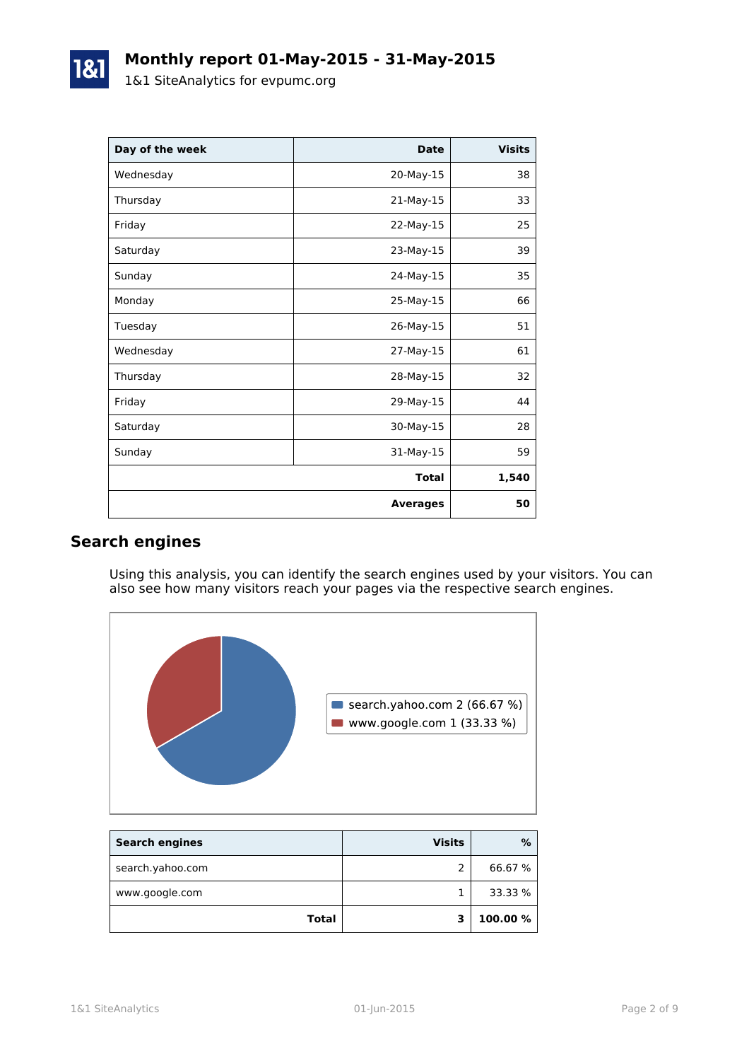# Monthly report 01-May-2015 - 31-May-2015

1&1 SiteAnalytics for evpumc.org

| Day of the week | Date | Visits |
|---|---|---|
| Wednesday | 20-May-15 | 38 |
| Thursday | 21-May-15 | 33 |
| Friday | 22-May-15 | 25 |
| Saturday | 23-May-15 | 39 |
| Sunday | 24-May-15 | 35 |
| Monday | 25-May-15 | 66 |
| Tuesday | 26-May-15 | 51 |
| Wednesday | 27-May-15 | 61 |
| Thursday | 28-May-15 | 32 |
| Friday | 29-May-15 | 44 |
| Saturday | 30-May-15 | 28 |
| Sunday | 31-May-15 | 59 |
| | **Total** | **1,540** |
| | **Averages** | **50** |

## Search engines

Using this analysis, you can identify the search engines used by your visitors. You can also see how many visitors reach your pages via the respective search engines.

search.yahoo.com 2 (66.67 %)
www.google.com 1 (33.33 %)

| Search engines | Visits | % |
|---|---|---|
| search.yahoo.com | 2 | 66.67 % |
| www.google.com | 1 | 33.33 % |
| **Total** | **3** | **100.00 %** |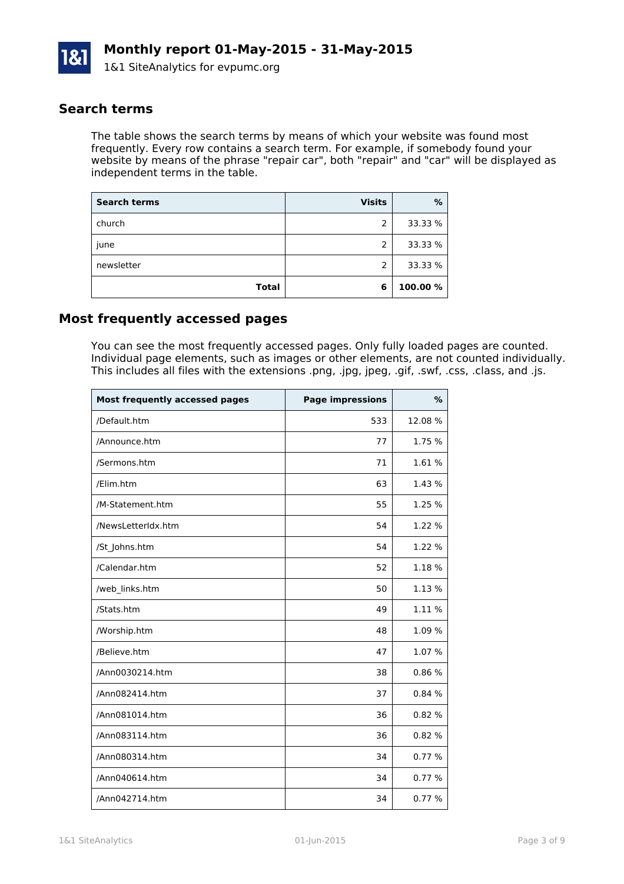# Monthly report 01-May-2015 - 31-May-2015

1&1 SiteAnalytics for evpumc.org

## Search terms

The table shows the search terms by means of which your website was found most frequently. Every row contains a search term. For example, if somebody found your website by means of the phrase "repair car", both "repair" and "car" will be displayed as independent terms in the table.

| Search terms | Visits | % |
|---|---:|---:|
| church | 2 | 33.33 % |
| june | 2 | 33.33 % |
| newsletter | 2 | 33.33 % |
| **Total** | **6** | **100.00 %** |

## Most frequently accessed pages

You can see the most frequently accessed pages. Only fully loaded pages are counted. Individual page elements, such as images or other elements, are not counted individually. This includes all files with the extensions .png, .jpg, jpeg, .gif, .swf, .css, .class, and .js.

| Most frequently accessed pages | Page impressions | % |
|---|---:|---:|
| /Default.htm | 533 | 12.08 % |
| /Announce.htm | 77 | 1.75 % |
| /Sermons.htm | 71 | 1.61 % |
| /Elim.htm | 63 | 1.43 % |
| /M-Statement.htm | 55 | 1.25 % |
| /NewsLetterIdx.htm | 54 | 1.22 % |
| /St_Johns.htm | 54 | 1.22 % |
| /Calendar.htm | 52 | 1.18 % |
| /web_links.htm | 50 | 1.13 % |
| /Stats.htm | 49 | 1.11 % |
| /Worship.htm | 48 | 1.09 % |
| /Believe.htm | 47 | 1.07 % |
| /Ann0030214.htm | 38 | 0.86 % |
| /Ann082414.htm | 37 | 0.84 % |
| /Ann081014.htm | 36 | 0.82 % |
| /Ann083114.htm | 36 | 0.82 % |
| /Ann080314.htm | 34 | 0.77 % |
| /Ann040614.htm | 34 | 0.77 % |
| /Ann042714.htm | 34 | 0.77 % |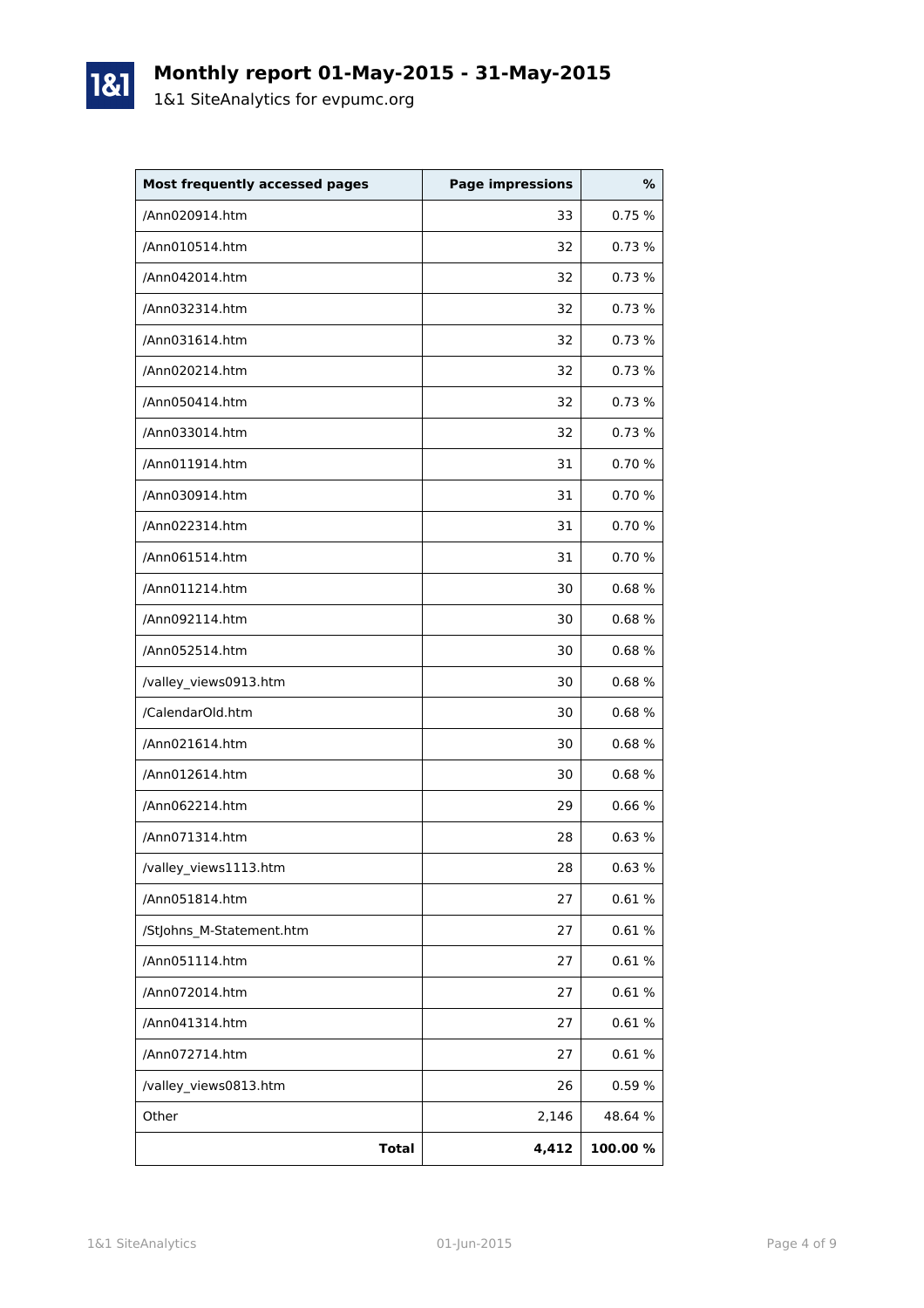# Monthly report 01-May-2015 - 31-May-2015

1&1 SiteAnalytics for evpumc.org

| Most frequently accessed pages | Page impressions | % |
|---|---:|---:|
| /Ann020914.htm | 33 | 0.75 % |
| /Ann010514.htm | 32 | 0.73 % |
| /Ann042014.htm | 32 | 0.73 % |
| /Ann032314.htm | 32 | 0.73 % |
| /Ann031614.htm | 32 | 0.73 % |
| /Ann020214.htm | 32 | 0.73 % |
| /Ann050414.htm | 32 | 0.73 % |
| /Ann033014.htm | 32 | 0.73 % |
| /Ann011914.htm | 31 | 0.70 % |
| /Ann030914.htm | 31 | 0.70 % |
| /Ann022314.htm | 31 | 0.70 % |
| /Ann061514.htm | 31 | 0.70 % |
| /Ann011214.htm | 30 | 0.68 % |
| /Ann092114.htm | 30 | 0.68 % |
| /Ann052514.htm | 30 | 0.68 % |
| /valley_views0913.htm | 30 | 0.68 % |
| /CalendarOld.htm | 30 | 0.68 % |
| /Ann021614.htm | 30 | 0.68 % |
| /Ann012614.htm | 30 | 0.68 % |
| /Ann062214.htm | 29 | 0.66 % |
| /Ann071314.htm | 28 | 0.63 % |
| /valley_views1113.htm | 28 | 0.63 % |
| /Ann051814.htm | 27 | 0.61 % |
| /StJohns_M-Statement.htm | 27 | 0.61 % |
| /Ann051114.htm | 27 | 0.61 % |
| /Ann072014.htm | 27 | 0.61 % |
| /Ann041314.htm | 27 | 0.61 % |
| /Ann072714.htm | 27 | 0.61 % |
| /valley_views0813.htm | 26 | 0.59 % |
| Other | 2,146 | 48.64 % |
| **Total** | **4,412** | **100.00 %** |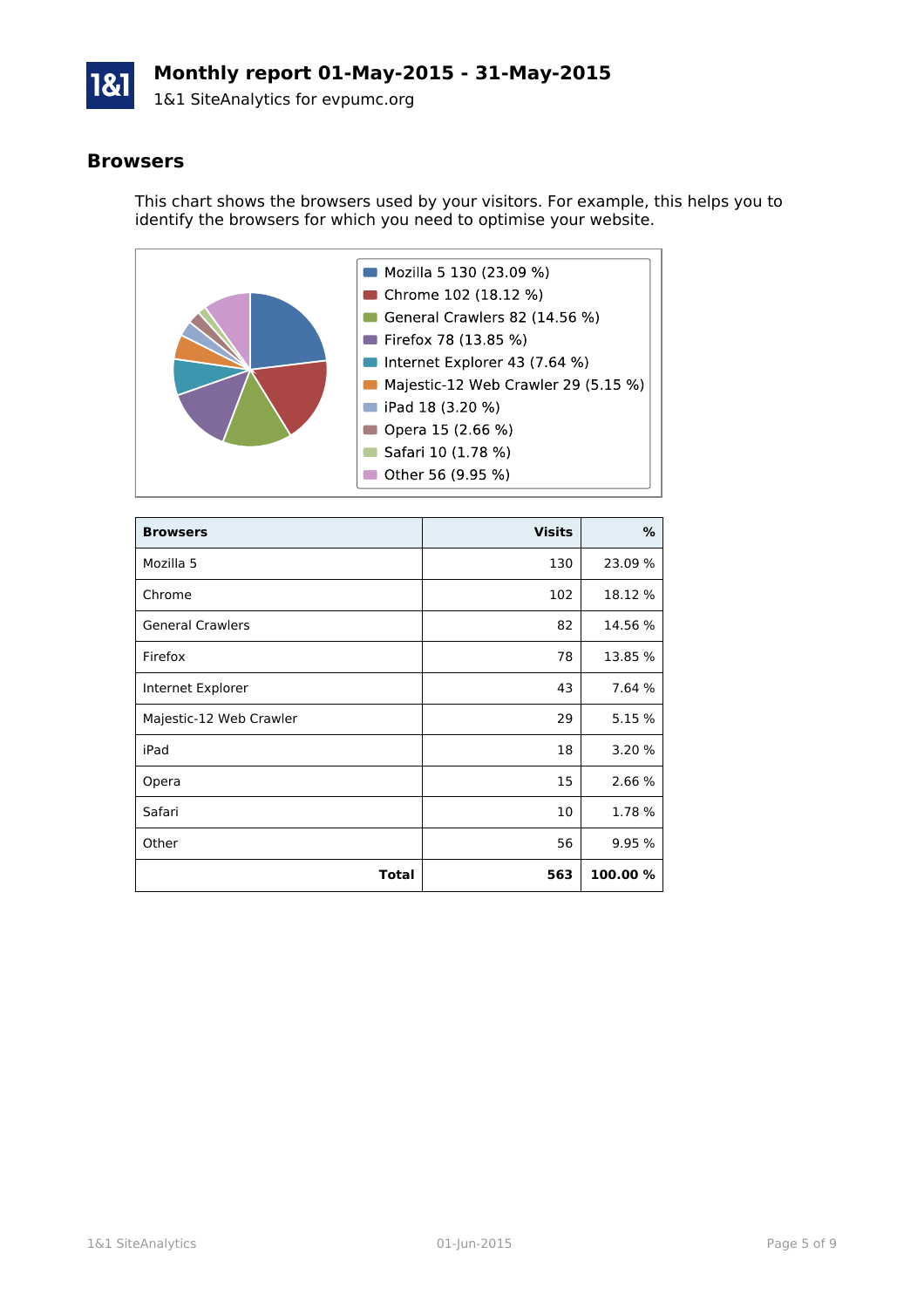# Monthly report 01-May-2015 - 31-May-2015

1&1 SiteAnalytics for evpumc.org

## Browsers

This chart shows the browsers used by your visitors. For example, this helps you to identify the browsers for which you need to optimise your website.

- Mozilla 5 130 (23.09 %)
- Chrome 102 (18.12 %)
- General Crawlers 82 (14.56 %)
- Firefox 78 (13.85 %)
- Internet Explorer 43 (7.64 %)
- Majestic-12 Web Crawler 29 (5.15 %)
- iPad 18 (3.20 %)
- Opera 15 (2.66 %)
- Safari 10 (1.78 %)
- Other 56 (9.95 %)

| Browsers | Visits | % |
|---|---:|---:|
| Mozilla 5 | 130 | 23.09 % |
| Chrome | 102 | 18.12 % |
| General Crawlers | 82 | 14.56 % |
| Firefox | 78 | 13.85 % |
| Internet Explorer | 43 | 7.64 % |
| Majestic-12 Web Crawler | 29 | 5.15 % |
| iPad | 18 | 3.20 % |
| Opera | 15 | 2.66 % |
| Safari | 10 | 1.78 % |
| Other | 56 | 9.95 % |
| **Total** | **563** | **100.00 %** |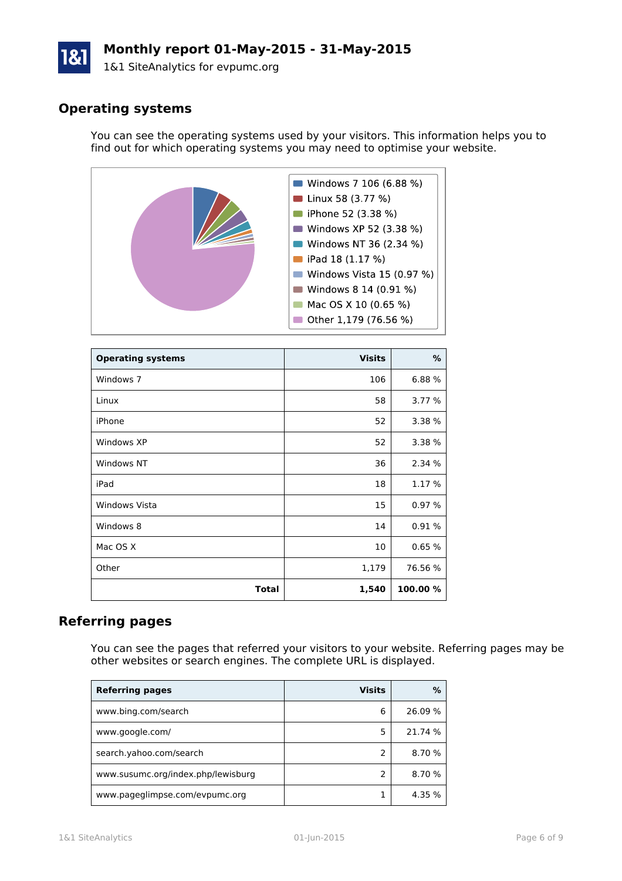# Monthly report 01-May-2015 - 31-May-2015

1&1 SiteAnalytics for evpumc.org

## Operating systems

You can see the operating systems used by your visitors. This information helps you to find out for which operating systems you may need to optimise your website.

- Windows 7 106 (6.88 %)
- Linux 58 (3.77 %)
- iPhone 52 (3.38 %)
- Windows XP 52 (3.38 %)
- Windows NT 36 (2.34 %)
- iPad 18 (1.17 %)
- Windows Vista 15 (0.97 %)
- Windows 8 14 (0.91 %)
- Mac OS X 10 (0.65 %)
- Other 1,179 (76.56 %)

| Operating systems | Visits | % |
|---|---:|---:|
| Windows 7 | 106 | 6.88 % |
| Linux | 58 | 3.77 % |
| iPhone | 52 | 3.38 % |
| Windows XP | 52 | 3.38 % |
| Windows NT | 36 | 2.34 % |
| iPad | 18 | 1.17 % |
| Windows Vista | 15 | 0.97 % |
| Windows 8 | 14 | 0.91 % |
| Mac OS X | 10 | 0.65 % |
| Other | 1,179 | 76.56 % |
| **Total** | **1,540** | **100.00 %** |

## Referring pages

You can see the pages that referred your visitors to your website. Referring pages may be other websites or search engines. The complete URL is displayed.

| Referring pages | Visits | % |
|---|---:|---:|
| www.bing.com/search | 6 | 26.09 % |
| www.google.com/ | 5 | 21.74 % |
| search.yahoo.com/search | 2 | 8.70 % |
| www.susumc.org/index.php/lewisburg | 2 | 8.70 % |
| www.pageglimpse.com/evpumc.org | 1 | 4.35 % |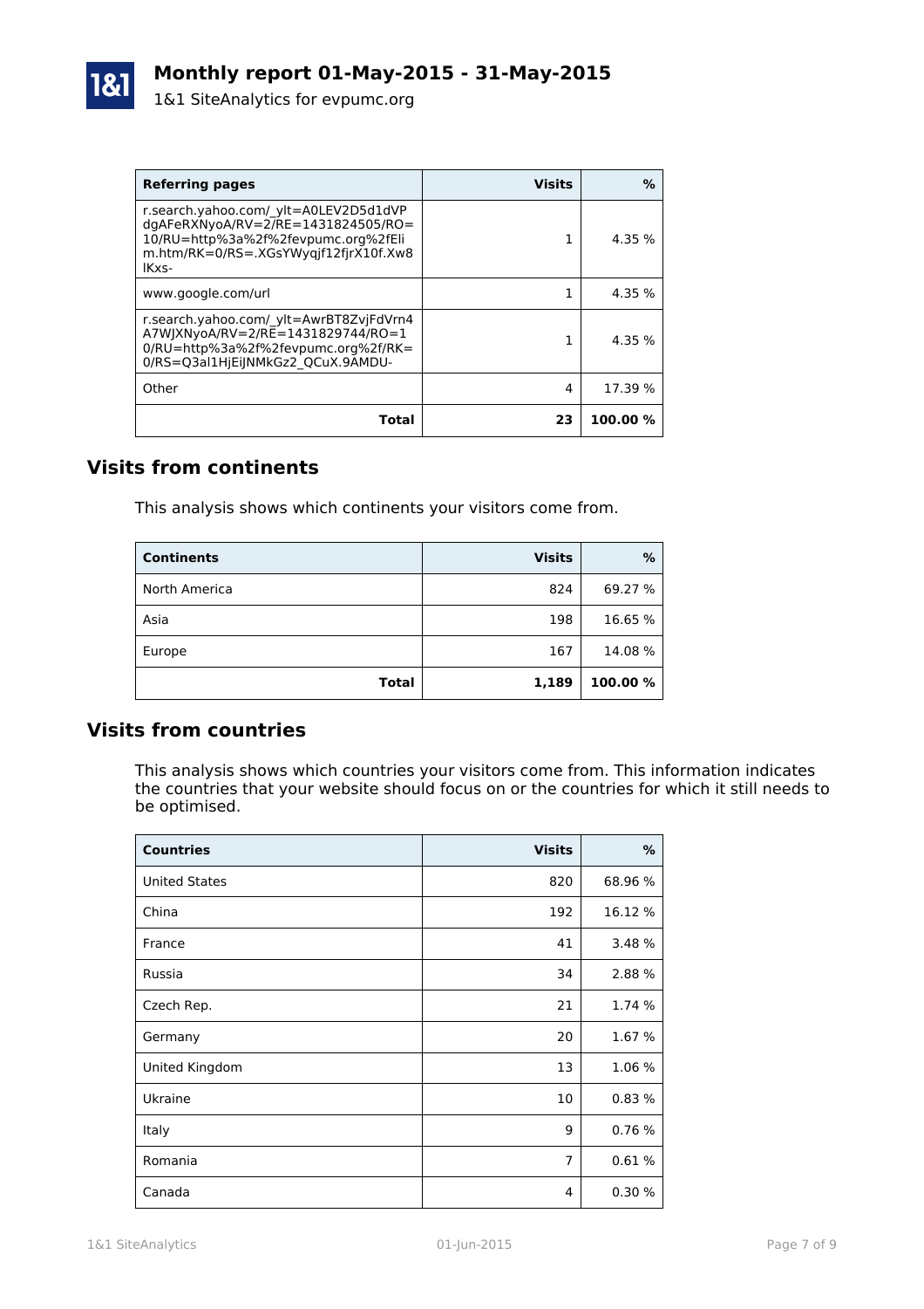| Referring pages | Visits | % |
|---|---|---|
| r.search.yahoo.com/_ylt=A0LEV2D5d1dVPdgAFeRXNyoA/RV=2/RE=1431824505/RO=10/RU=http%3a%2f%2fevpumc.org%2fEli m.htm/RK=0/RS=.XGsYWyqjf12fjrX10f.Xw8lKxs- | 1 | 4.35 % |
| www.google.com/url | 1 | 4.35 % |
| r.search.yahoo.com/_ylt=AwrBT8ZvjFdVrn4A7WJXNyoA/RV=2/RE=1431829744/RO=10/RU=http%3a%2f%2fevpumc.org%2f/RK=0/RS=Q3al1HjEiJNMkGz2_QCuX.9AMDU- | 1 | 4.35 % |
| Other | 4 | 17.39 % |
| **Total** | **23** | **100.00 %** |

## Visits from continents

This analysis shows which continents your visitors come from.

| Continents | Visits | % |
|---|---|---|
| North America | 824 | 69.27 % |
| Asia | 198 | 16.65 % |
| Europe | 167 | 14.08 % |
| **Total** | **1,189** | **100.00 %** |

## Visits from countries

This analysis shows which countries your visitors come from. This information indicates the countries that your website should focus on or the countries for which it still needs to be optimised.

| Countries | Visits | % |
|---|---|---|
| United States | 820 | 68.96 % |
| China | 192 | 16.12 % |
| France | 41 | 3.48 % |
| Russia | 34 | 2.88 % |
| Czech Rep. | 21 | 1.74 % |
| Germany | 20 | 1.67 % |
| United Kingdom | 13 | 1.06 % |
| Ukraine | 10 | 0.83 % |
| Italy | 9 | 0.76 % |
| Romania | 7 | 0.61 % |
| Canada | 4 | 0.30 % |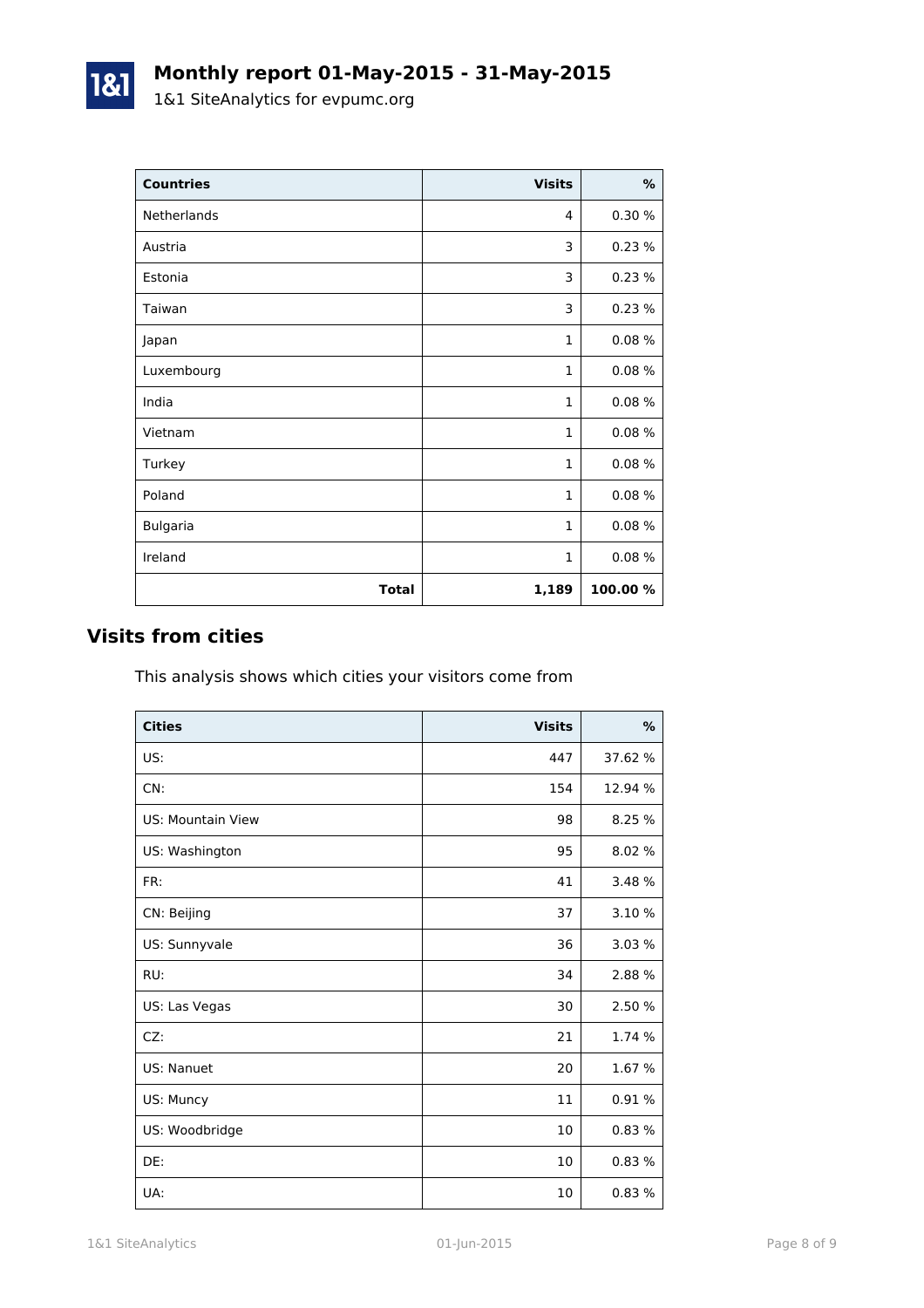# Monthly report 01-May-2015 - 31-May-2015

1&1 SiteAnalytics for evpumc.org

| Countries | Visits | % |
|---|---:|---:|
| Netherlands | 4 | 0.30 % |
| Austria | 3 | 0.23 % |
| Estonia | 3 | 0.23 % |
| Taiwan | 3 | 0.23 % |
| Japan | 1 | 0.08 % |
| Luxembourg | 1 | 0.08 % |
| India | 1 | 0.08 % |
| Vietnam | 1 | 0.08 % |
| Turkey | 1 | 0.08 % |
| Poland | 1 | 0.08 % |
| Bulgaria | 1 | 0.08 % |
| Ireland | 1 | 0.08 % |
| **Total** | **1,189** | **100.00 %** |

## Visits from cities

This analysis shows which cities your visitors come from

| Cities | Visits | % |
|---|---:|---:|
| US: | 447 | 37.62 % |
| CN: | 154 | 12.94 % |
| US: Mountain View | 98 | 8.25 % |
| US: Washington | 95 | 8.02 % |
| FR: | 41 | 3.48 % |
| CN: Beijing | 37 | 3.10 % |
| US: Sunnyvale | 36 | 3.03 % |
| RU: | 34 | 2.88 % |
| US: Las Vegas | 30 | 2.50 % |
| CZ: | 21 | 1.74 % |
| US: Nanuet | 20 | 1.67 % |
| US: Muncy | 11 | 0.91 % |
| US: Woodbridge | 10 | 0.83 % |
| DE: | 10 | 0.83 % |
| UA: | 10 | 0.83 % |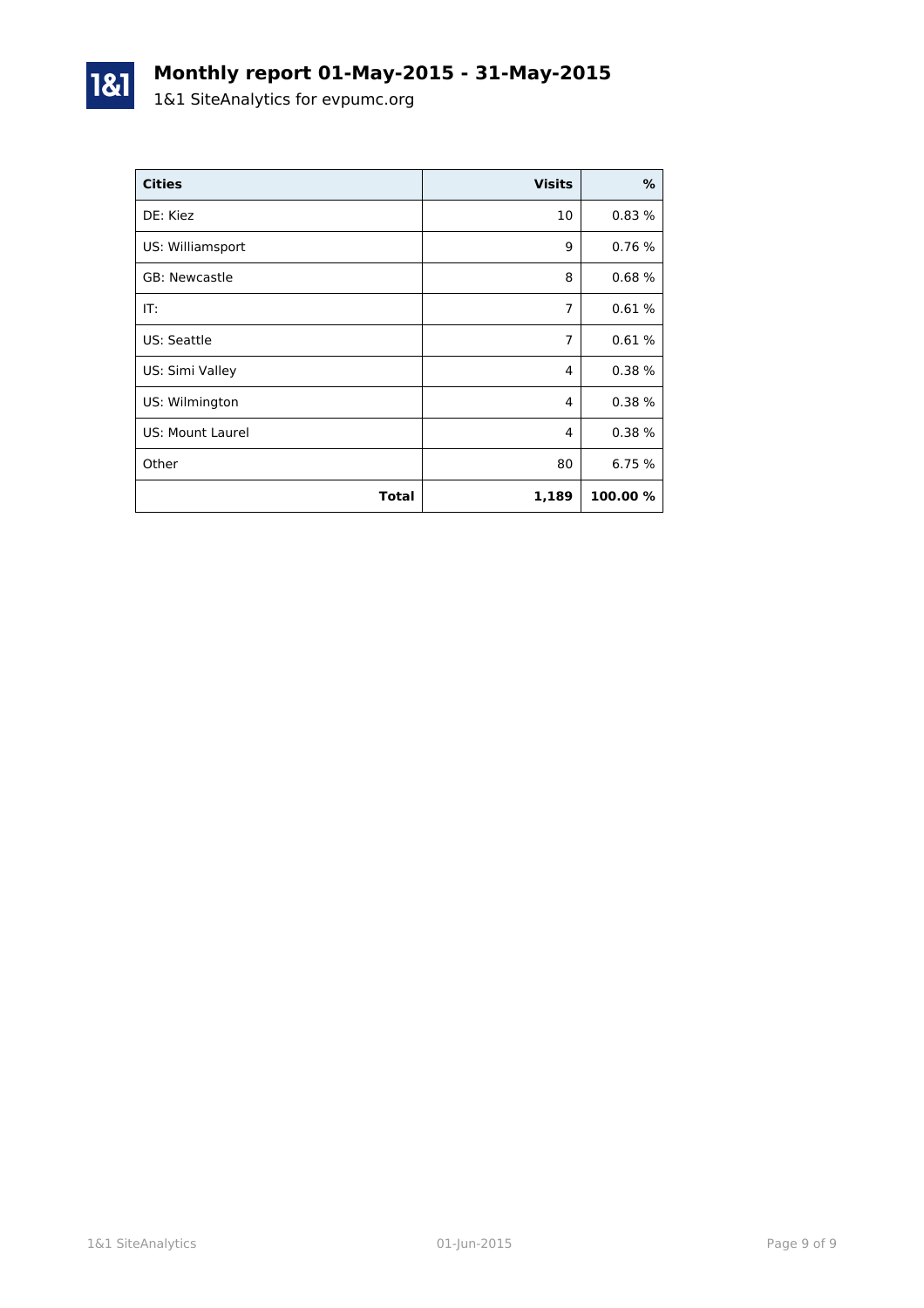# Monthly report 01-May-2015 - 31-May-2015

1&1 SiteAnalytics for evpumc.org

| Cities | Visits | % |
|---|---|---|
| DE: Kiez | 10 | 0.83 % |
| US: Williamsport | 9 | 0.76 % |
| GB: Newcastle | 8 | 0.68 % |
| IT: | 7 | 0.61 % |
| US: Seattle | 7 | 0.61 % |
| US: Simi Valley | 4 | 0.38 % |
| US: Wilmington | 4 | 0.38 % |
| US: Mount Laurel | 4 | 0.38 % |
| Other | 80 | 6.75 % |
| **Total** | **1,189** | **100.00 %** |